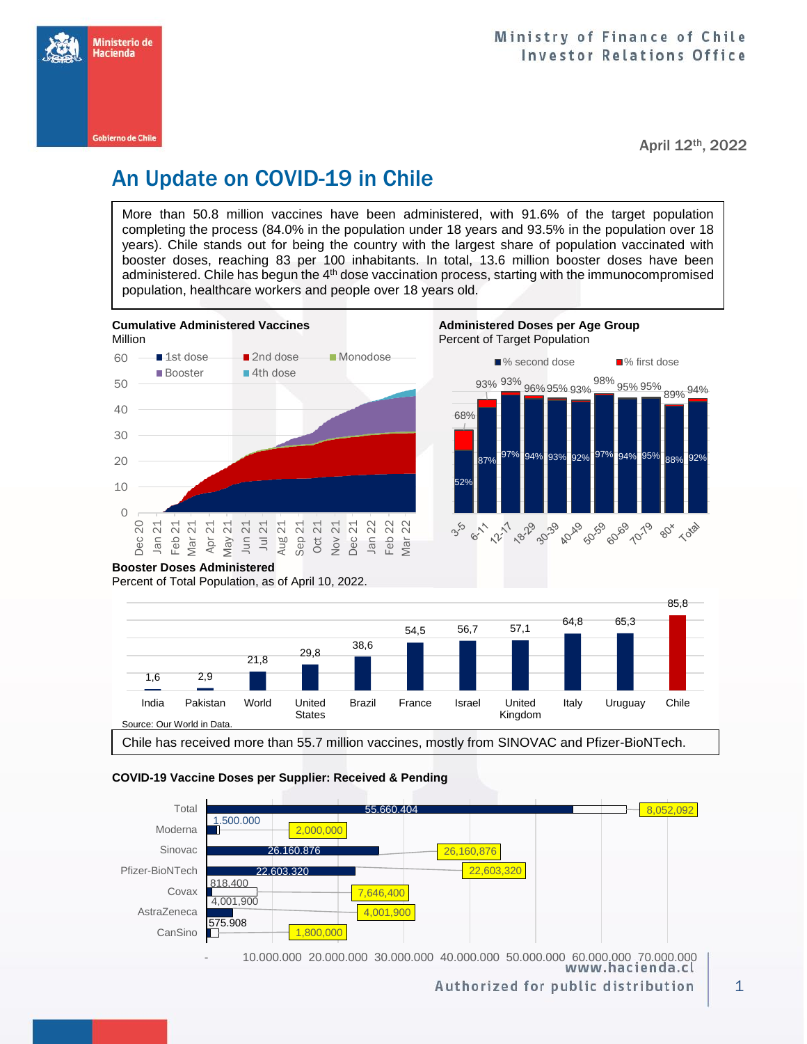Ministry of Finance of Chile
Investor Relations Office

April 12th, 2022

# An Update on COVID-19 in Chile

More than 50.8 million vaccines have been administered, with 91.6% of the target population completing the process (84.0% in the population under 18 years and 93.5% in the population over 18 years). Chile stands out for being the country with the largest share of population vaccinated with booster doses, reaching 83 per 100 inhabitants. In total, 13.6 million booster doses have been administered. Chile has begun the 4th dose vaccination process, starting with the immunocompromised population, healthcare workers and people over 18 years old.

**Cumulative Administered Vaccines**
Million

Legend: 1st dose, 2nd dose, Monodose, Booster, 4th dose

**Administered Doses per Age Group**
Percent of Target Population

| Age group | % first dose | % second dose |
|---|---|---|
| 3-5 | 68% | 52% |
| 6-11 | 93% | 87% |
| 12-17 | 93% | 97% |
| 18-29 | 96% | 94% |
| 30-39 | 95% | 93% |
| 40-49 | 93% | 92% |
| 50-59 | 98% | 97% |
| 60-69 | 95% | 94% |
| 70-79 | 95% | 95% |
| 80+ | 89% | 88% |
| Total | 94% | 92% |

**Booster Doses Administered**
Percent of Total Population, as of April 10, 2022.

| Country | Value |
|---|---|
| India | 1,6 |
| Pakistan | 2,9 |
| World | 21,8 |
| United States | 29,8 |
| Brazil | 38,6 |
| France | 54,5 |
| Israel | 56,7 |
| United Kingdom | 57,1 |
| Italy | 64,8 |
| Uruguay | 65,3 |
| Chile | 85,8 |

Source: Our World in Data.

Chile has received more than 55.7 million vaccines, mostly from SINOVAC and Pfizer-BioNTech.

**COVID-19 Vaccine Doses per Supplier: Received & Pending**

| Supplier | Received | Total |
|---|---|---|
| Total | 55.660.404 | 8,052,092 |
| Moderna | 1.500.000 | 2,000,000 |
| Sinovac | 26.160.876 | 26,160,876 |
| Pfizer-BioNTech | 22.603.320 | 22,603,320 |
| Covax | 818,400 | 7,646,400 |
| AstraZeneca | 4,001,900 | 4,001,900 |
| CanSino | 575.908 | 1,800,000 |

www.hacienda.cl
Authorized for public distribution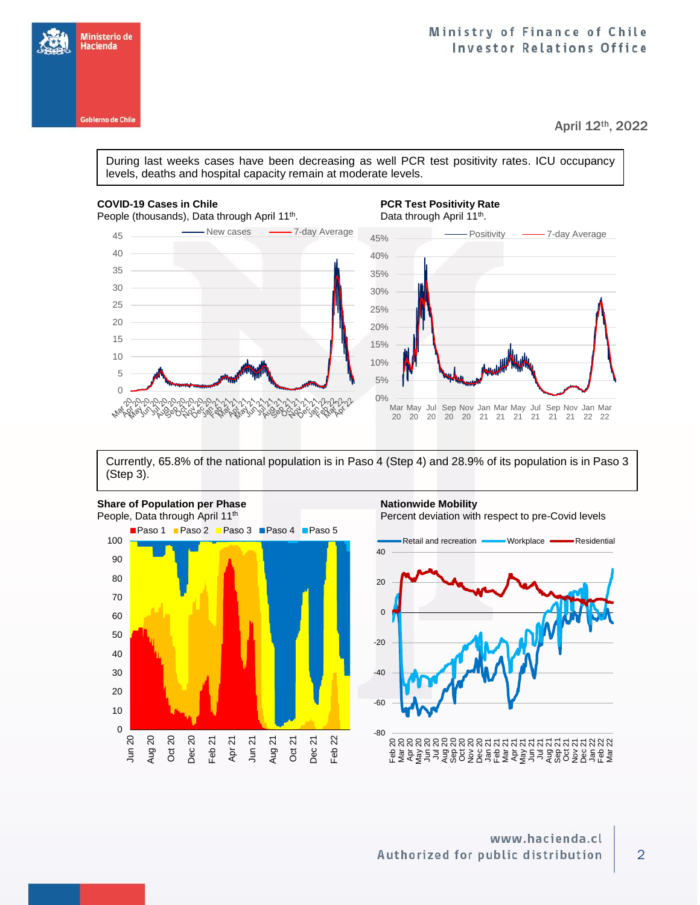April 12th, 2022

During last weeks cases have been decreasing as well PCR test positivity rates. ICU occupancy levels, deaths and hospital capacity remain at moderate levels.

**COVID-19 Cases in Chile**
People (thousands), Data through April 11th.

**PCR Test Positivity Rate**
Data through April 11th.

Currently, 65.8% of the national population is in Paso 4 (Step 4) and 28.9% of its population is in Paso 3 (Step 3).

**Share of Population per Phase**
People, Data through April 11th

**Nationwide Mobility**
Percent deviation with respect to pre-Covid levels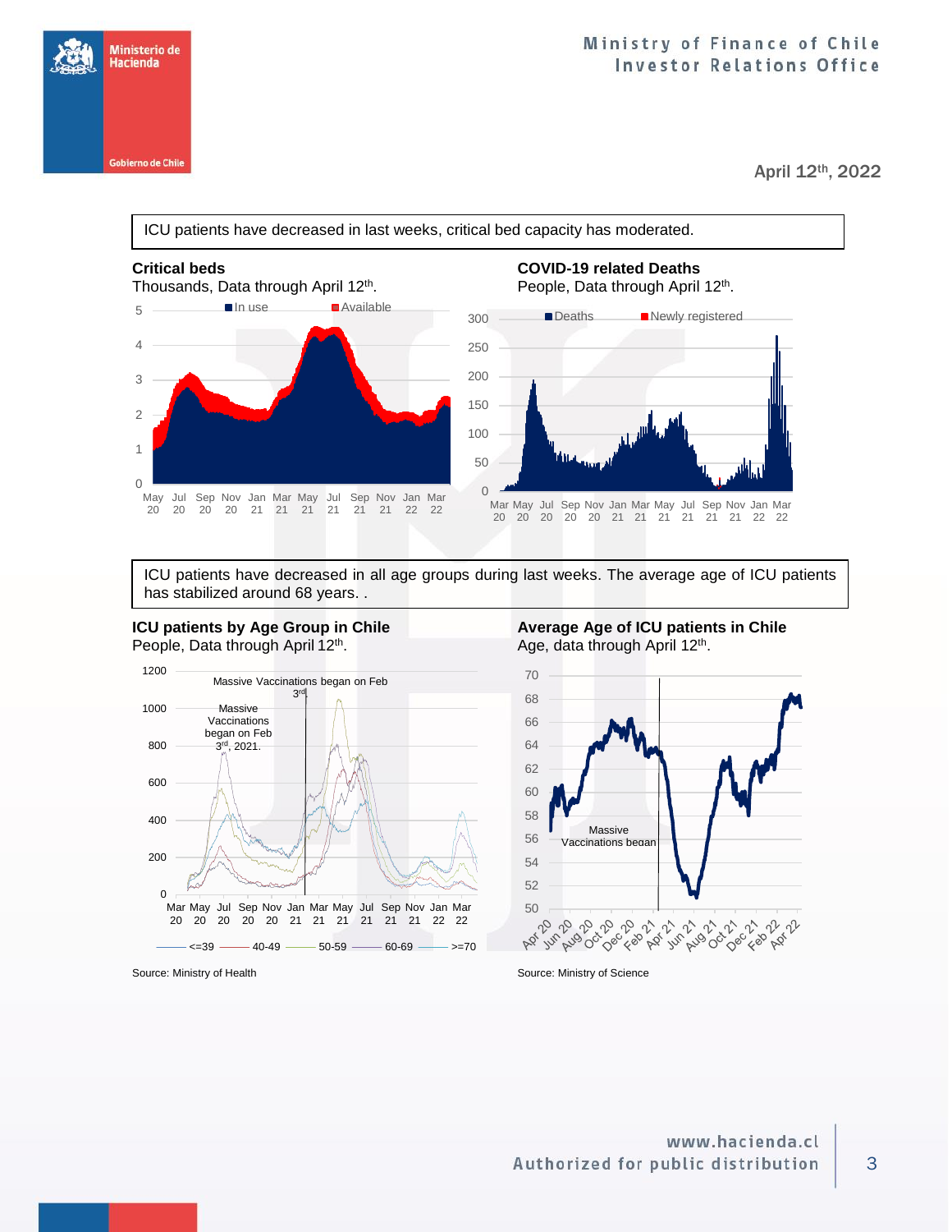Ministerio de Hacienda

Gobierno de Chile

Ministry of Finance of Chile
Investor Relations Office

April 12th, 2022

ICU patients have decreased in last weeks, critical bed capacity has moderated.

**Critical beds**
Thousands, Data through April 12th.

In use
Available

5
4
3
2
1
0

May 20 Jul 20 Sep 20 Nov 20 Jan 21 Mar 21 May 21 Jul 21 Sep 21 Nov 21 Jan 22 Mar 22

**COVID-19 related Deaths**
People, Data through April 12th.

Deaths
Newly registered

300
250
200
150
100
50
0

Mar 20 May 20 Jul 20 Sep 20 Nov 20 Jan 21 Mar 21 May 21 Jul 21 Sep 21 Nov 21 Jan 22 Mar 22

ICU patients have decreased in all age groups during last weeks. The average age of ICU patients has stabilized around 68 years. .

**ICU patients by Age Group in Chile**
People, Data through April 12th.

Massive Vaccinations began on Feb 3rd

Massive Vaccinations began on Feb 3rd, 2021.

1200
1000
800
600
400
200
0

Mar 20 May 20 Jul 20 Sep 20 Nov 20 Jan 21 Mar 21 May 21 Jul 21 Sep 21 Nov 21 Jan 22 Mar 22

<=39 40-49 50-59 60-69 >=70

**Average Age of ICU patients in Chile**
Age, data through April 12th.

Massive Vaccinations began

70
68
66
64
62
60
58
56
54
52
50

Apr 20 Jun 20 Aug 20 Oct 20 Dec 20 Feb 21 Apr 21 Jun 21 Aug 21 Oct 21 Dec 21 Feb 22 Apr 22

Source: Ministry of Health

Source: Ministry of Science

www.hacienda.cl
Authorized for public distribution